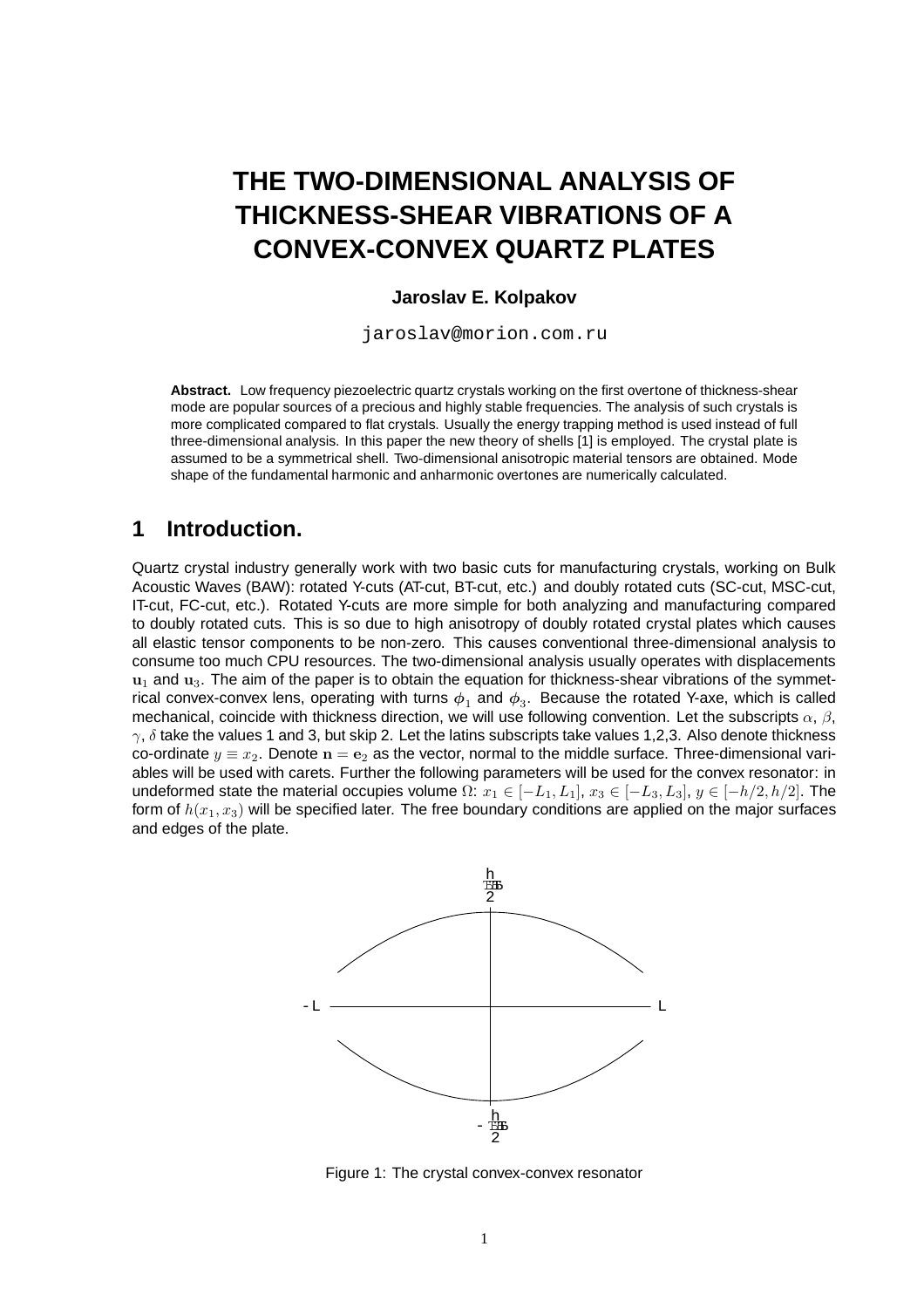# THE TWO-DIMENSIONAL ANALYSIS OF THICKNESS-SHEAR VIBRATIONS OF A CONVEX-CONVEX QUARTZ PLATES

**Jaroslav E. Kolpakov**

jaroslav@morion.com.ru

**Abstract.** Low frequency piezoelectric quartz crystals working on the first overtone of thickness-shear mode are popular sources of a precious and highly stable frequencies. The analysis of such crystals is more complicated compared to flat crystals. Usually the energy trapping method is used instead of full three-dimensional analysis. In this paper the new theory of shells [1] is employed. The crystal plate is assumed to be a symmetrical shell. Two-dimensional anisotropic material tensors are obtained. Mode shape of the fundamental harmonic and anharmonic overtones are numerically calculated.

## 1 Introduction.

Quartz crystal industry generally work with two basic cuts for manufacturing crystals, working on Bulk Acoustic Waves (BAW): rotated Y-cuts (AT-cut, BT-cut, etc.) and doubly rotated cuts (SC-cut, MSC-cut, IT-cut, FC-cut, etc.). Rotated Y-cuts are more simple for both analyzing and manufacturing compared to doubly rotated cuts. This is so due to high anisotropy of doubly rotated crystal plates which causes all elastic tensor components to be non-zero. This causes conventional three-dimensional analysis to consume too much CPU resources. The two-dimensional analysis usually operates with displacements $\mathbf{u}_1$ and $\mathbf{u}_3$. The aim of the paper is to obtain the equation for thickness-shear vibrations of the symmetrical convex-convex lens, operating with turns $\phi_1$ and $\phi_3$. Because the rotated Y-axe, which is called mechanical, coincide with thickness direction, we will use following convention. Let the subscripts $\alpha$, $\beta$, $\gamma$, $\delta$ take the values 1 and 3, but skip 2. Let the latins subscripts take values 1,2,3. Also denote thickness co-ordinate $y \equiv x_2$. Denote $\mathbf{n} = \mathbf{e}_2$ as the vector, normal to the middle surface. Three-dimensional variables will be used with carets. Further the following parameters will be used for the convex resonator: in undeformed state the material occupies volume $\Omega$: $x_1 \in [-L_1, L_1]$, $x_3 \in [-L_3, L_3]$, $y \in [-h/2, h/2]$. The form of $h(x_1, x_3)$ will be specified later. The free boundary conditions are applied on the major surfaces and edges of the plate.

Figure 1: The crystal convex-convex resonator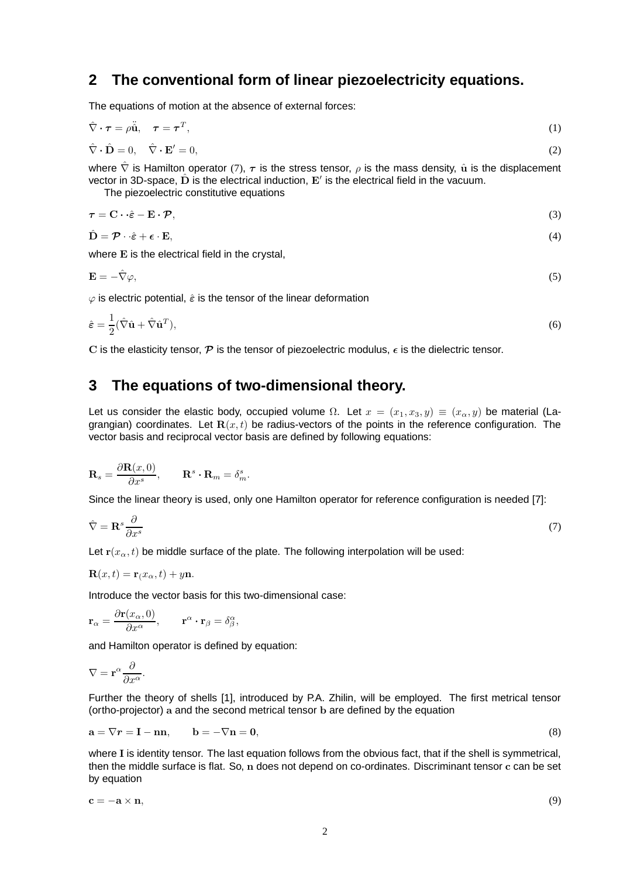## 2 The conventional form of linear piezoelectricity equations.

The equations of motion at the absence of external forces:

$$\hat{\nabla} \cdot \boldsymbol{\tau} = \rho \ddot{\hat{\mathbf{u}}}, \quad \boldsymbol{\tau} = \boldsymbol{\tau}^T, \tag{1}$$

$$\hat{\nabla} \cdot \hat{\mathbf{D}} = 0, \quad \hat{\nabla} \cdot \mathbf{E}' = 0, \tag{2}$$

where $\hat{\nabla}$ is Hamilton operator (7), $\boldsymbol{\tau}$ is the stress tensor, $\rho$ is the mass density, $\hat{\mathbf{u}}$ is the displacement vector in 3D-space, $\hat{\mathbf{D}}$ is the electrical induction, $\mathbf{E}'$ is the electrical field in the vacuum.

The piezoelectric constitutive equations

$$\boldsymbol{\tau} = \mathbf{C} \cdot \cdot \hat{\varepsilon} - \mathbf{E} \cdot \boldsymbol{\mathcal{P}}, \tag{3}$$

$$\hat{\mathbf{D}} = \boldsymbol{\mathcal{P}} \cdot \cdot \hat{\varepsilon} + \boldsymbol{\epsilon} \cdot \mathbf{E}, \tag{4}$$

where $\mathbf{E}$ is the electrical field in the crystal,

$$\mathbf{E} = -\hat{\nabla} \varphi, \tag{5}$$

$\varphi$ is electric potential, $\hat{\varepsilon}$ is the tensor of the linear deformation

$$\hat{\varepsilon} = \frac{1}{2}(\hat{\nabla}\hat{\mathbf{u}} + \hat{\nabla}\hat{\mathbf{u}}^T), \tag{6}$$

$\mathbf{C}$ is the elasticity tensor, $\boldsymbol{\mathcal{P}}$ is the tensor of piezoelectric modulus, $\boldsymbol{\epsilon}$ is the dielectric tensor.

## 3 The equations of two-dimensional theory.

Let us consider the elastic body, occupied volume $\Omega$. Let $x = (x_1, x_3, y) \equiv (x_\alpha, y)$ be material (Lagrangian) coordinates. Let $\mathbf{R}(x, t)$ be radius-vectors of the points in the reference configuration. The vector basis and reciprocal vector basis are defined by following equations:

$$\mathbf{R}_s = \frac{\partial \mathbf{R}(x, 0)}{\partial x^s}, \qquad \mathbf{R}^s \cdot \mathbf{R}_m = \delta^s_m.$$

Since the linear theory is used, only one Hamilton operator for reference configuration is needed [7]:

$$\hat{\nabla} = \mathbf{R}^s \frac{\partial}{\partial x^s} \tag{7}$$

Let $\mathbf{r}(x_\alpha, t)$ be middle surface of the plate. The following interpolation will be used:

$$\mathbf{R}(x, t) = \mathbf{r}_(x_\alpha, t) + y\mathbf{n}.$$

Introduce the vector basis for this two-dimensional case:

$$\mathbf{r}_\alpha = \frac{\partial \mathbf{r}(x_\alpha, 0)}{\partial x^\alpha}, \qquad \mathbf{r}^\alpha \cdot \mathbf{r}_\beta = \delta^\alpha_\beta,$$

and Hamilton operator is defined by equation:

$$\nabla = \mathbf{r}^\alpha \frac{\partial}{\partial x^\alpha}.$$

Further the theory of shells [1], introduced by P.A. Zhilin, will be employed. The first metrical tensor (ortho-projector) $\mathbf{a}$ and the second metrical tensor $\mathbf{b}$ are defined by the equation

$$\mathbf{a} = \nabla \boldsymbol{r} = \mathbf{I} - \mathbf{n}\mathbf{n}, \qquad \mathbf{b} = -\nabla \mathbf{n} = \mathbf{0}, \tag{8}$$

where $\mathbf{I}$ is identity tensor. The last equation follows from the obvious fact, that if the shell is symmetrical, then the middle surface is flat. So, $\mathbf{n}$ does not depend on co-ordinates. Discriminant tensor $\mathbf{c}$ can be set by equation

$$\mathbf{c} = -\mathbf{a} \times \mathbf{n}, \tag{9}$$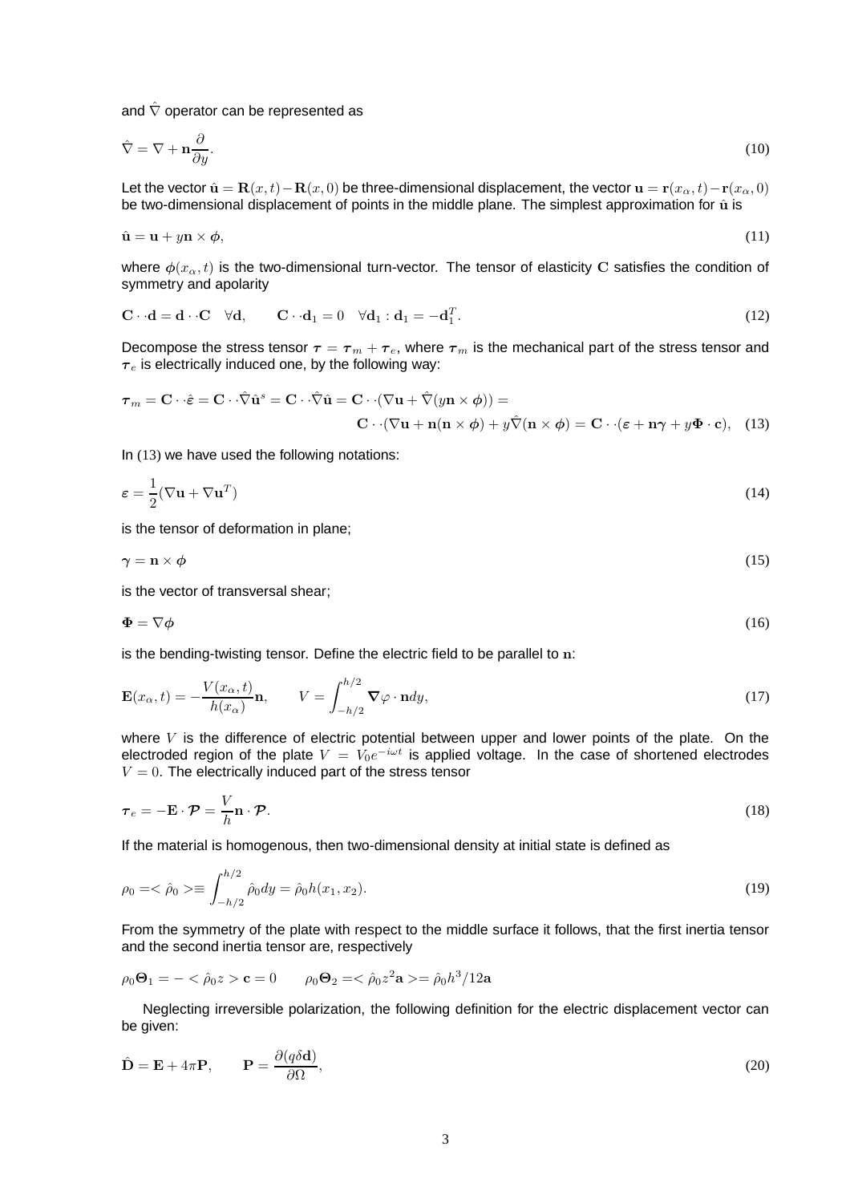and $\hat{\nabla}$ operator can be represented as

$$\hat{\nabla} = \nabla + \mathbf{n}\frac{\partial}{\partial y}. \tag{10}$$

Let the vector $\hat{\mathbf{u}} = \mathbf{R}(x,t) - \mathbf{R}(x,0)$ be three-dimensional displacement, the vector $\mathbf{u} = \mathbf{r}(x_\alpha,t) - \mathbf{r}(x_\alpha,0)$ be two-dimensional displacement of points in the middle plane. The simplest approximation for $\hat{\mathbf{u}}$ is

$$\hat{\mathbf{u}} = \mathbf{u} + y\mathbf{n} \times \boldsymbol{\phi}, \tag{11}$$

where $\boldsymbol{\phi}(x_\alpha,t)$ is the two-dimensional turn-vector. The tensor of elasticity $\mathbf{C}$ satisfies the condition of symmetry and apolarity

$$\mathbf{C}\cdot\cdot\mathbf{d} = \mathbf{d}\cdot\cdot\mathbf{C} \quad \forall\mathbf{d}, \qquad \mathbf{C}\cdot\cdot\mathbf{d}_1 = 0 \quad \forall\mathbf{d}_1 : \mathbf{d}_1 = -\mathbf{d}_1^T. \tag{12}$$

Decompose the stress tensor $\boldsymbol{\tau} = \boldsymbol{\tau}_m + \boldsymbol{\tau}_e$, where $\boldsymbol{\tau}_m$ is the mechanical part of the stress tensor and $\boldsymbol{\tau}_e$ is electrically induced one, by the following way:

$$\begin{aligned}\boldsymbol{\tau}_m = \mathbf{C}\cdot\cdot\hat{\varepsilon} = \mathbf{C}\cdot\cdot\hat{\nabla}\hat{\mathbf{u}}^s = \mathbf{C}\cdot\cdot\hat{\nabla}\hat{\mathbf{u}} = \mathbf{C}\cdot\cdot(\nabla\mathbf{u} + \hat{\nabla}(y\mathbf{n}\times\boldsymbol{\phi})) = \\ \mathbf{C}\cdot\cdot(\nabla\mathbf{u} + \mathbf{n}(\mathbf{n}\times\boldsymbol{\phi}) + y\hat{\nabla}(\mathbf{n}\times\boldsymbol{\phi}) = \mathbf{C}\cdot\cdot(\varepsilon + \mathbf{n}\boldsymbol{\gamma} + y\boldsymbol{\Phi}\cdot\mathbf{c}),\end{aligned} \tag{13}$$

In (13) we have used the following notations:

$$\varepsilon = \frac{1}{2}(\nabla\mathbf{u} + \nabla\mathbf{u}^T) \tag{14}$$

is the tensor of deformation in plane;

$$\boldsymbol{\gamma} = \mathbf{n}\times\boldsymbol{\phi} \tag{15}$$

is the vector of transversal shear;

$$\boldsymbol{\Phi} = \nabla\boldsymbol{\phi} \tag{16}$$

is the bending-twisting tensor. Define the electric field to be parallel to $\mathbf{n}$:

$$\mathbf{E}(x_\alpha,t) = -\frac{V(x_\alpha,t)}{h(x_\alpha)}\mathbf{n}, \qquad V = \int_{-h/2}^{h/2}\boldsymbol{\nabla}\varphi\cdot\mathbf{n}dy, \tag{17}$$

where $V$ is the difference of electric potential between upper and lower points of the plate. On the electroded region of the plate $V = V_0e^{-i\omega t}$ is applied voltage. In the case of shortened electrodes $V = 0$. The electrically induced part of the stress tensor

$$\boldsymbol{\tau}_e = -\mathbf{E}\cdot\boldsymbol{\mathcal{P}} = \frac{V}{h}\mathbf{n}\cdot\boldsymbol{\mathcal{P}}. \tag{18}$$

If the material is homogenous, then two-dimensional density at initial state is defined as

$$\rho_0 = <\hat{\rho}_0> \equiv \int_{-h/2}^{h/2}\hat{\rho}_0 dy = \hat{\rho}_0 h(x_1,x_2). \tag{19}$$

From the symmetry of the plate with respect to the middle surface it follows, that the first inertia tensor and the second inertia tensor are, respectively

$$\rho_0\boldsymbol{\Theta}_1 = -<\hat{\rho}_0 z>\mathbf{c} = 0 \qquad \rho_0\boldsymbol{\Theta}_2 = <\hat{\rho}_0 z^2\mathbf{a}> = \hat{\rho}_0 h^3/12\mathbf{a}$$

Neglecting irreversible polarization, the following definition for the electric displacement vector can be given:

$$\hat{\mathbf{D}} = \mathbf{E} + 4\pi\mathbf{P}, \qquad \mathbf{P} = \frac{\partial(q\delta\mathbf{d})}{\partial\Omega}, \tag{20}$$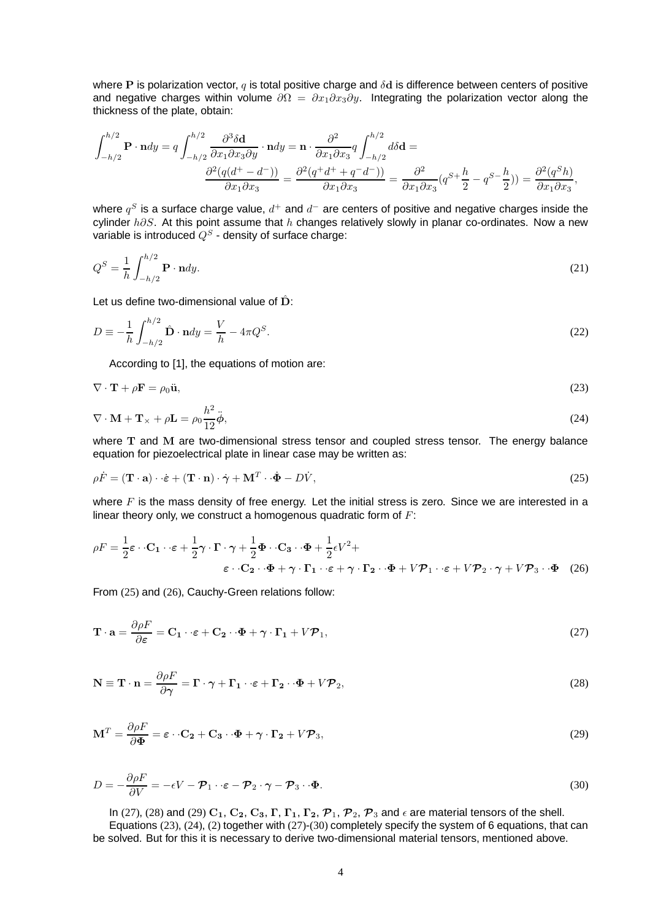where $\mathbf{P}$ is polarization vector, $q$ is total positive charge and $\delta\mathbf{d}$ is difference between centers of positive and negative charges within volume $\partial\Omega = \partial x_1 \partial x_3 \partial y$. Integrating the polarization vector along the thickness of the plate, obtain:

$$\int_{-h/2}^{h/2} \mathbf{P}\cdot\mathbf{n}dy = q\int_{-h/2}^{h/2} \frac{\partial^3 \delta\mathbf{d}}{\partial x_1 \partial x_3 \partial y}\cdot\mathbf{n}dy = \mathbf{n}\cdot\frac{\partial^2}{\partial x_1 \partial x_3} q\int_{-h/2}^{h/2} d\delta\mathbf{d} = \frac{\partial^2(q(d^+ - d^-))}{\partial x_1 \partial x_3} = \frac{\partial^2(q^+ d^+ + q^- d^-)}{\partial x_1 \partial x_3} = \frac{\partial^2}{\partial x_1 \partial x_3}(q^{S+}\frac{h}{2} - q^{S-}\frac{h}{2})) = \frac{\partial^2(q^S h)}{\partial x_1 \partial x_3},$$

where $q^S$ is a surface charge value, $d^+$ and $d^-$ are centers of positive and negative charges inside the cylinder $h\partial S$. At this point assume that $h$ changes relatively slowly in planar co-ordinates. Now a new variable is introduced $Q^S$ - density of surface charge:

$$Q^S = \frac{1}{h}\int_{-h/2}^{h/2} \mathbf{P}\cdot\mathbf{n}dy. \tag{21}$$

Let us define two-dimensional value of $\hat{\mathbf{D}}$:

$$D \equiv -\frac{1}{h}\int_{-h/2}^{h/2} \hat{\mathbf{D}}\cdot\mathbf{n}dy = \frac{V}{h} - 4\pi Q^S. \tag{22}$$

According to [1], the equations of motion are:

$$\nabla\cdot\mathbf{T} + \rho\mathbf{F} = \rho_0\ddot{\mathbf{u}}, \tag{23}$$

$$\nabla\cdot\mathbf{M} + \mathbf{T}_\times + \rho\mathbf{L} = \rho_0\frac{h^2}{12}\ddot{\phi}, \tag{24}$$

where $\mathbf{T}$ and $\mathbf{M}$ are two-dimensional stress tensor and coupled stress tensor. The energy balance equation for piezoelectrical plate in linear case may be written as:

$$\rho\dot{F} = (\mathbf{T}\cdot\mathbf{a})\cdot\cdot\dot{\varepsilon} + (\mathbf{T}\cdot\mathbf{n})\cdot\dot{\gamma} + \mathbf{M}^T\cdot\cdot\dot{\mathbf{\Phi}} - D\dot{V}, \tag{25}$$

where $F$ is the mass density of free energy. Let the initial stress is zero. Since we are interested in a linear theory only, we construct a homogenous quadratic form of $F$:

$$\rho F = \frac{1}{2}\varepsilon\cdot\cdot\mathbf{C_1}\cdot\cdot\varepsilon + \frac{1}{2}\gamma\cdot\mathbf{\Gamma}\cdot\gamma + \frac{1}{2}\mathbf{\Phi}\cdot\cdot\mathbf{C_3}\cdot\cdot\mathbf{\Phi} + \frac{1}{2}\epsilon V^2 + \varepsilon\cdot\cdot\mathbf{C_2}\cdot\cdot\mathbf{\Phi} + \gamma\cdot\mathbf{\Gamma_1}\cdot\cdot\varepsilon + \gamma\cdot\mathbf{\Gamma_2}\cdot\cdot\mathbf{\Phi} + V\boldsymbol{\mathcal{P}}_1\cdot\cdot\varepsilon + V\boldsymbol{\mathcal{P}}_2\cdot\gamma + V\boldsymbol{\mathcal{P}}_3\cdot\cdot\mathbf{\Phi} \tag{26}$$

From (25) and (26), Cauchy-Green relations follow:

$$\mathbf{T}\cdot\mathbf{a} = \frac{\partial\rho F}{\partial\varepsilon} = \mathbf{C_1}\cdot\cdot\varepsilon + \mathbf{C_2}\cdot\cdot\mathbf{\Phi} + \gamma\cdot\mathbf{\Gamma_1} + V\boldsymbol{\mathcal{P}}_1, \tag{27}$$

$$\mathbf{N} \equiv \mathbf{T}\cdot\mathbf{n} = \frac{\partial\rho F}{\partial\gamma} = \mathbf{\Gamma}\cdot\gamma + \mathbf{\Gamma_1}\cdot\cdot\varepsilon + \mathbf{\Gamma_2}\cdot\cdot\mathbf{\Phi} + V\boldsymbol{\mathcal{P}}_2, \tag{28}$$

$$\mathbf{M}^T = \frac{\partial\rho F}{\partial\mathbf{\Phi}} = \varepsilon\cdot\cdot\mathbf{C_2} + \mathbf{C_3}\cdot\cdot\mathbf{\Phi} + \gamma\cdot\mathbf{\Gamma_2} + V\boldsymbol{\mathcal{P}}_3, \tag{29}$$

$$D = -\frac{\partial\rho F}{\partial V} = -\epsilon V - \boldsymbol{\mathcal{P}}_1\cdot\cdot\varepsilon - \boldsymbol{\mathcal{P}}_2\cdot\gamma - \boldsymbol{\mathcal{P}}_3\cdot\cdot\mathbf{\Phi}. \tag{30}$$

In (27), (28) and (29) $\mathbf{C_1}$, $\mathbf{C_2}$, $\mathbf{C_3}$, $\mathbf{\Gamma}$, $\mathbf{\Gamma_1}$, $\mathbf{\Gamma_2}$, $\boldsymbol{\mathcal{P}}_1$, $\boldsymbol{\mathcal{P}}_2$, $\boldsymbol{\mathcal{P}}_3$ and $\epsilon$ are material tensors of the shell.

Equations (23), (24), (2) together with (27)-(30) completely specify the system of 6 equations, that can be solved. But for this it is necessary to derive two-dimensional material tensors, mentioned above.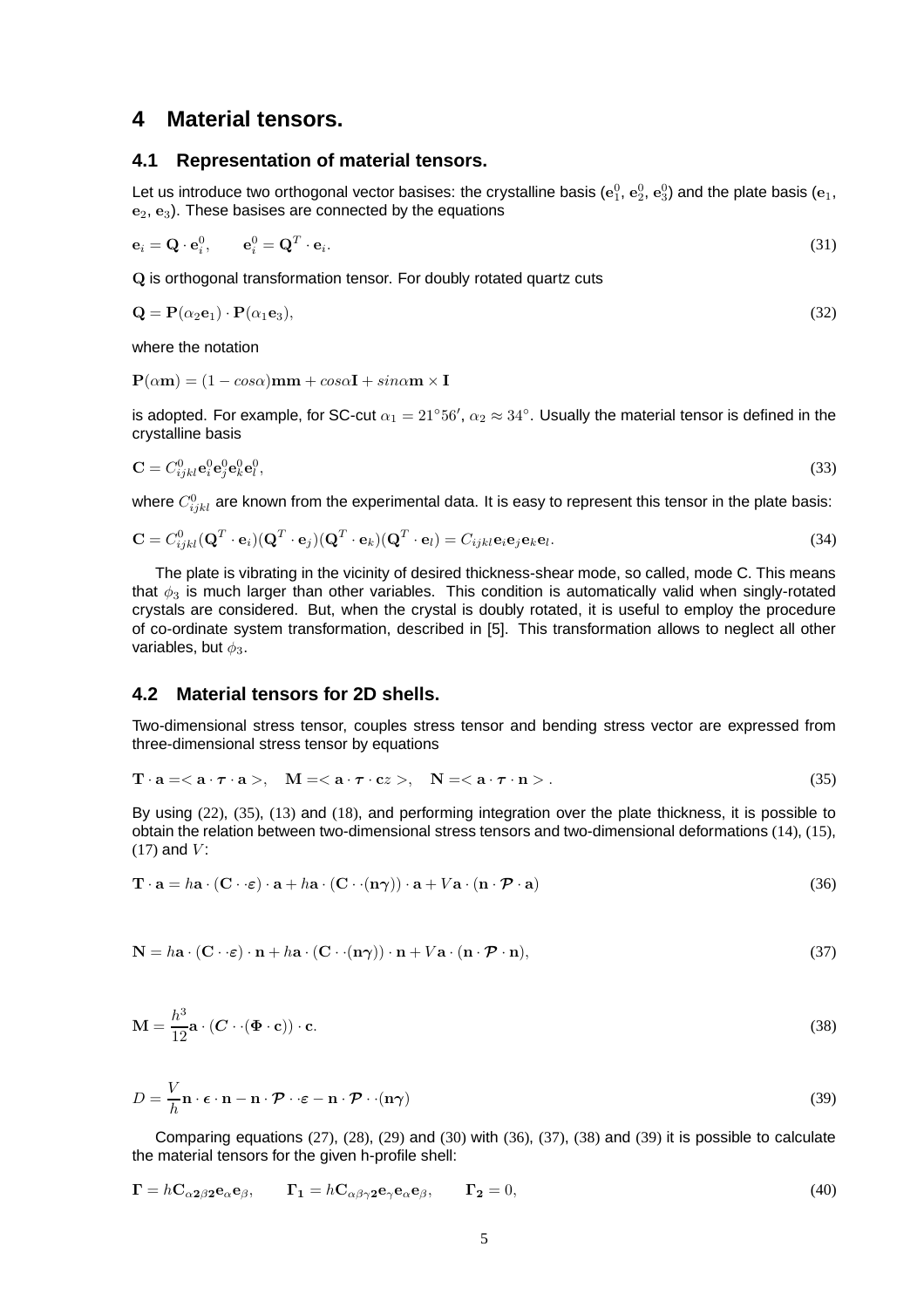# 4 Material tensors.

## 4.1 Representation of material tensors.

Let us introduce two orthogonal vector basises: the crystalline basis ($\mathbf{e}_1^0$, $\mathbf{e}_2^0$, $\mathbf{e}_3^0$) and the plate basis ($\mathbf{e}_1$, $\mathbf{e}_2$, $\mathbf{e}_3$). These basises are connected by the equations

$$\mathbf{e}_i = \mathbf{Q} \cdot \mathbf{e}_i^0, \qquad \mathbf{e}_i^0 = \mathbf{Q}^T \cdot \mathbf{e}_i. \tag{31}$$

$\mathbf{Q}$ is orthogonal transformation tensor. For doubly rotated quartz cuts

$$\mathbf{Q} = \mathbf{P}(\alpha_2 \mathbf{e}_1) \cdot \mathbf{P}(\alpha_1 \mathbf{e}_3), \tag{32}$$

where the notation

$$\mathbf{P}(\alpha \mathbf{m}) = (1 - cos\alpha)\mathbf{m}\mathbf{m} + cos\alpha \mathbf{I} + sin\alpha \mathbf{m} \times \mathbf{I}$$

is adopted. For example, for SC-cut $\alpha_1 = 21^\circ 56'$, $\alpha_2 \approx 34^\circ$. Usually the material tensor is defined in the crystalline basis

$$\mathbf{C} = C^0_{ijkl} \mathbf{e}_i^0 \mathbf{e}_j^0 \mathbf{e}_k^0 \mathbf{e}_l^0, \tag{33}$$

where $C^0_{ijkl}$ are known from the experimental data. It is easy to represent this tensor in the plate basis:

$$\mathbf{C} = C^0_{ijkl} (\mathbf{Q}^T \cdot \mathbf{e}_i)(\mathbf{Q}^T \cdot \mathbf{e}_j)(\mathbf{Q}^T \cdot \mathbf{e}_k)(\mathbf{Q}^T \cdot \mathbf{e}_l) = C_{ijkl} \mathbf{e}_i \mathbf{e}_j \mathbf{e}_k \mathbf{e}_l. \tag{34}$$

The plate is vibrating in the vicinity of desired thickness-shear mode, so called, mode C. This means that $\phi_3$ is much larger than other variables. This condition is automatically valid when singly-rotated crystals are considered. But, when the crystal is doubly rotated, it is useful to employ the procedure of co-ordinate system transformation, described in [5]. This transformation allows to neglect all other variables, but $\phi_3$.

## 4.2 Material tensors for 2D shells.

Two-dimensional stress tensor, couples stress tensor and bending stress vector are expressed from three-dimensional stress tensor by equations

$$\mathbf{T} \cdot \mathbf{a} = < \mathbf{a} \cdot \boldsymbol{\tau} \cdot \mathbf{a} >, \quad \mathbf{M} = < \mathbf{a} \cdot \boldsymbol{\tau} \cdot \mathbf{c} z >, \quad \mathbf{N} = < \mathbf{a} \cdot \boldsymbol{\tau} \cdot \mathbf{n} > . \tag{35}$$

By using (22), (35), (13) and (18), and performing integration over the plate thickness, it is possible to obtain the relation between two-dimensional stress tensors and two-dimensional deformations (14), (15), (17) and $V$:

$$\mathbf{T} \cdot \mathbf{a} = h\mathbf{a} \cdot (\mathbf{C} \cdot \cdot \boldsymbol{\varepsilon}) \cdot \mathbf{a} + h\mathbf{a} \cdot (\mathbf{C} \cdot \cdot (\mathbf{n}\boldsymbol{\gamma})) \cdot \mathbf{a} + V\mathbf{a} \cdot (\mathbf{n} \cdot \boldsymbol{\mathcal{P}} \cdot \mathbf{a}) \tag{36}$$

$$\mathbf{N} = h\mathbf{a} \cdot (\mathbf{C} \cdot \cdot \boldsymbol{\varepsilon}) \cdot \mathbf{n} + h\mathbf{a} \cdot (\mathbf{C} \cdot \cdot (\mathbf{n}\boldsymbol{\gamma})) \cdot \mathbf{n} + V\mathbf{a} \cdot (\mathbf{n} \cdot \boldsymbol{\mathcal{P}} \cdot \mathbf{n}), \tag{37}$$

$$\mathbf{M} = \frac{h^3}{12} \mathbf{a} \cdot (\boldsymbol{C} \cdot \cdot (\boldsymbol{\Phi} \cdot \mathbf{c})) \cdot \mathbf{c}. \tag{38}$$

$$D = \frac{V}{h} \mathbf{n} \cdot \boldsymbol{\epsilon} \cdot \mathbf{n} - \mathbf{n} \cdot \boldsymbol{\mathcal{P}} \cdot \cdot \varepsilon - \mathbf{n} \cdot \boldsymbol{\mathcal{P}} \cdot \cdot (\mathbf{n}\boldsymbol{\gamma}) \tag{39}$$

Comparing equations (27), (28), (29) and (30) with (36), (37), (38) and (39) it is possible to calculate the material tensors for the given h-profile shell:

$$\boldsymbol{\Gamma} = h\mathbf{C}_{\alpha \mathbf{2} \beta \mathbf{2}} \mathbf{e}_\alpha \mathbf{e}_\beta, \qquad \boldsymbol{\Gamma_1} = h\mathbf{C}_{\alpha\beta\gamma\mathbf{2}} \mathbf{e}_\gamma \mathbf{e}_\alpha \mathbf{e}_\beta, \qquad \boldsymbol{\Gamma_2} = 0, \tag{40}$$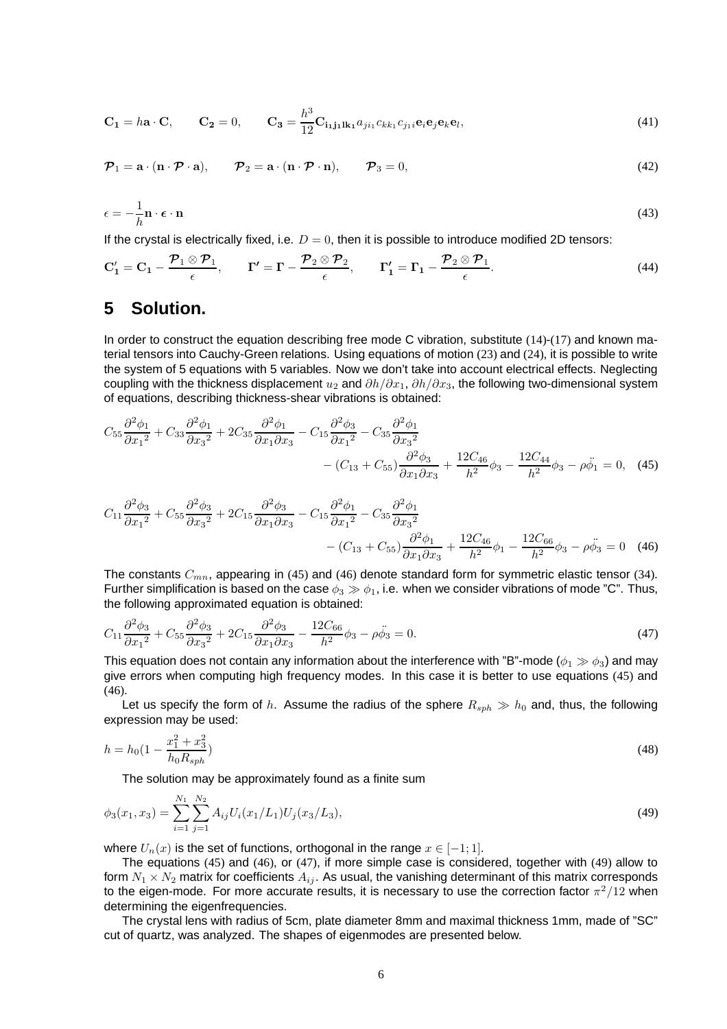$$\mathbf{C_1} = h\mathbf{a}\cdot\mathbf{C}, \qquad \mathbf{C_2} = 0, \qquad \mathbf{C_3} = \frac{h^3}{12}\mathbf{C_{i_1j_1lk_1}} a_{ji_1} c_{kk_1} c_{j_1i} \mathbf{e}_i\mathbf{e}_j\mathbf{e}_k\mathbf{e}_l, \tag{41}$$

$$\boldsymbol{\mathcal{P}}_1 = \mathbf{a}\cdot(\mathbf{n}\cdot\boldsymbol{\mathcal{P}}\cdot\mathbf{a}), \qquad \boldsymbol{\mathcal{P}}_2 = \mathbf{a}\cdot(\mathbf{n}\cdot\boldsymbol{\mathcal{P}}\cdot\mathbf{n}), \qquad \boldsymbol{\mathcal{P}}_3 = 0, \tag{42}$$

$$\epsilon = -\frac{1}{h}\mathbf{n}\cdot\boldsymbol{\epsilon}\cdot\mathbf{n} \tag{43}$$

If the crystal is electrically fixed, i.e. $D = 0$, then it is possible to introduce modified 2D tensors:

$$\mathbf{C_1'} = \mathbf{C_1} - \frac{\boldsymbol{\mathcal{P}}_1\otimes\boldsymbol{\mathcal{P}}_1}{\epsilon}, \qquad \boldsymbol{\Gamma}' = \boldsymbol{\Gamma} - \frac{\boldsymbol{\mathcal{P}}_2\otimes\boldsymbol{\mathcal{P}}_2}{\epsilon}, \qquad \boldsymbol{\Gamma_1'} = \boldsymbol{\Gamma_1} - \frac{\boldsymbol{\mathcal{P}}_2\otimes\boldsymbol{\mathcal{P}}_1}{\epsilon}. \tag{44}$$

# 5 Solution.

In order to construct the equation describing free mode C vibration, substitute (14)-(17) and known material tensors into Cauchy-Green relations. Using equations of motion (23) and (24), it is possible to write the system of 5 equations with 5 variables. Now we don't take into account electrical effects. Neglecting coupling with the thickness displacement $u_2$ and $\partial h/\partial x_1$, $\partial h/\partial x_3$, the following two-dimensional system of equations, describing thickness-shear vibrations is obtained:

$$C_{55}\frac{\partial^2\phi_1}{\partial {x_1}^2} + C_{33}\frac{\partial^2\phi_1}{\partial {x_3}^2} + 2C_{35}\frac{\partial^2\phi_1}{\partial x_1\partial x_3} - C_{15}\frac{\partial^2\phi_3}{\partial {x_1}^2} - C_{35}\frac{\partial^2\phi_1}{\partial {x_3}^2} - (C_{13}+C_{55})\frac{\partial^2\phi_3}{\partial x_1\partial x_3} + \frac{12C_{46}}{h^2}\phi_3 - \frac{12C_{44}}{h^2}\phi_3 - \rho\ddot{\phi_1} = 0, \tag{45}$$

$$C_{11}\frac{\partial^2\phi_3}{\partial {x_1}^2} + C_{55}\frac{\partial^2\phi_3}{\partial {x_3}^2} + 2C_{15}\frac{\partial^2\phi_3}{\partial x_1\partial x_3} - C_{15}\frac{\partial^2\phi_1}{\partial {x_1}^2} - C_{35}\frac{\partial^2\phi_1}{\partial {x_3}^2} - (C_{13}+C_{55})\frac{\partial^2\phi_1}{\partial x_1\partial x_3} + \frac{12C_{46}}{h^2}\phi_1 - \frac{12C_{66}}{h^2}\phi_3 - \rho\ddot{\phi_3} = 0 \tag{46}$$

The constants $C_{mn}$, appearing in (45) and (46) denote standard form for symmetric elastic tensor (34). Further simplification is based on the case $\phi_3 \gg \phi_1$, i.e. when we consider vibrations of mode "C". Thus, the following approximated equation is obtained:

$$C_{11}\frac{\partial^2\phi_3}{\partial {x_1}^2} + C_{55}\frac{\partial^2\phi_3}{\partial {x_3}^2} + 2C_{15}\frac{\partial^2\phi_3}{\partial x_1\partial x_3} - \frac{12C_{66}}{h^2}\phi_3 - \rho\ddot{\phi_3} = 0. \tag{47}$$

This equation does not contain any information about the interference with "B"-mode ($\phi_1 \gg \phi_3$) and may give errors when computing high frequency modes. In this case it is better to use equations (45) and (46).

Let us specify the form of $h$. Assume the radius of the sphere $R_{sph} \gg h_0$ and, thus, the following expression may be used:

$$h = h_0\left(1 - \frac{x_1^2 + x_3^2}{h_0 R_{sph}}\right) \tag{48}$$

The solution may be approximately found as a finite sum

$$\phi_3(x_1,x_3) = \sum_{i=1}^{N_1}\sum_{j=1}^{N_2} A_{ij} U_i(x_1/L_1) U_j(x_3/L_3), \tag{49}$$

where $U_n(x)$ is the set of functions, orthogonal in the range $x \in [-1;1]$.

The equations (45) and (46), or (47), if more simple case is considered, together with (49) allow to form $N_1 \times N_2$ matrix for coefficients $A_{ij}$. As usual, the vanishing determinant of this matrix corresponds to the eigen-mode. For more accurate results, it is necessary to use the correction factor $\pi^2/12$ when determining the eigenfrequencies.

The crystal lens with radius of 5cm, plate diameter 8mm and maximal thickness 1mm, made of "SC" cut of quartz, was analyzed. The shapes of eigenmodes are presented below.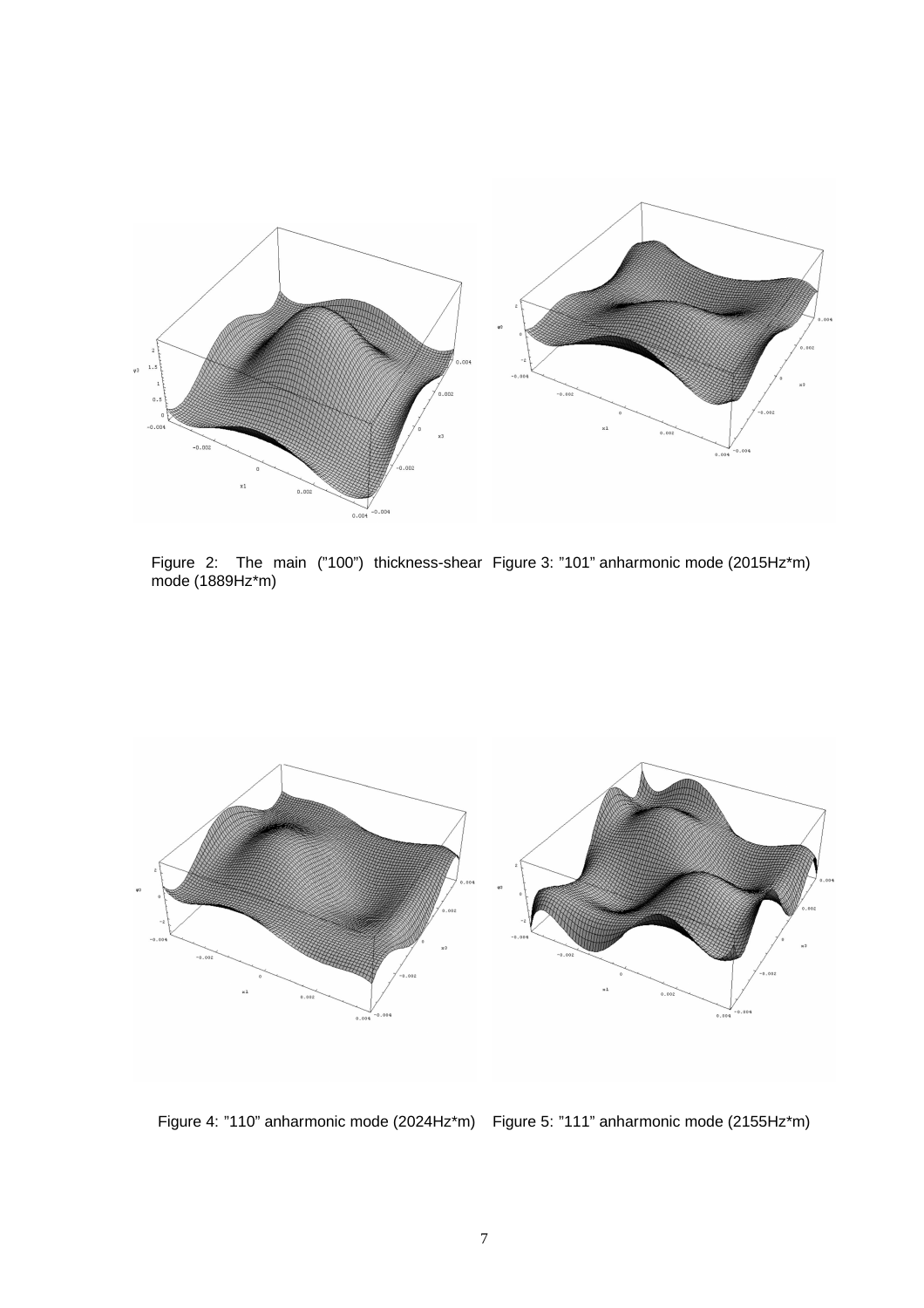Figure 2: The main ("100") thickness-shear mode (1889Hz*m)

Figure 3: "101" anharmonic mode (2015Hz*m)

Figure 4: "110" anharmonic mode (2024Hz*m)

Figure 5: "111" anharmonic mode (2155Hz*m)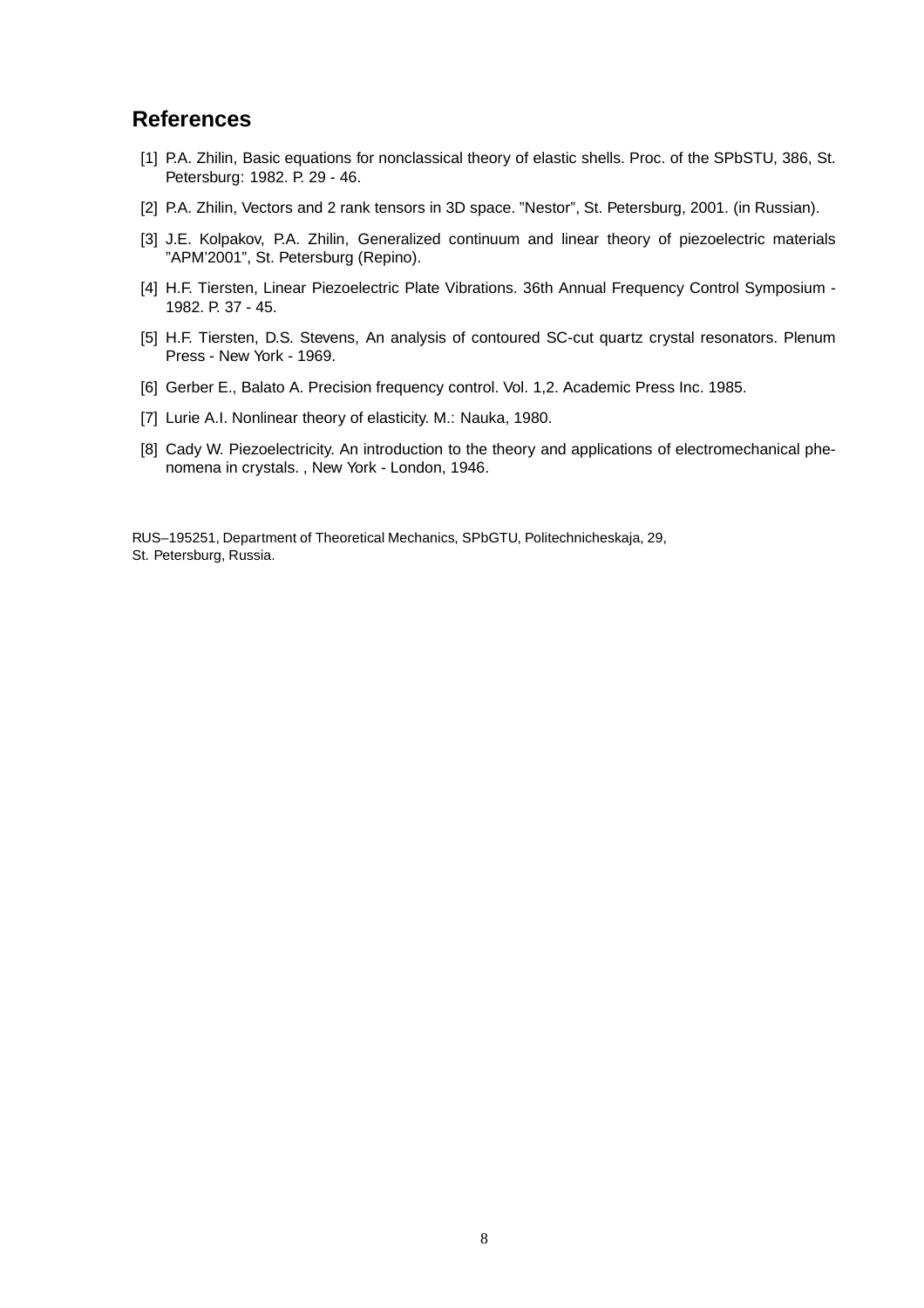## References

[1] P.A. Zhilin, Basic equations for nonclassical theory of elastic shells. Proc. of the SPbSTU, 386, St. Petersburg: 1982. P. 29 - 46.

[2] P.A. Zhilin, Vectors and 2 rank tensors in 3D space. "Nestor", St. Petersburg, 2001. (in Russian).

[3] J.E. Kolpakov, P.A. Zhilin, Generalized continuum and linear theory of piezoelectric materials "APM'2001", St. Petersburg (Repino).

[4] H.F. Tiersten, Linear Piezoelectric Plate Vibrations. 36th Annual Frequency Control Symposium - 1982. P. 37 - 45.

[5] H.F. Tiersten, D.S. Stevens, An analysis of contoured SC-cut quartz crystal resonators. Plenum Press - New York - 1969.

[6] Gerber E., Balato A. Precision frequency control. Vol. 1,2. Academic Press Inc. 1985.

[7] Lurie A.I. Nonlinear theory of elasticity. M.: Nauka, 1980.

[8] Cady W. Piezoelectricity. An introduction to the theory and applications of electromechanical phenomena in crystals. , New York - London, 1946.

RUS–195251, Department of Theoretical Mechanics, SPbGTU, Politechnicheskaja, 29,
St. Petersburg, Russia.